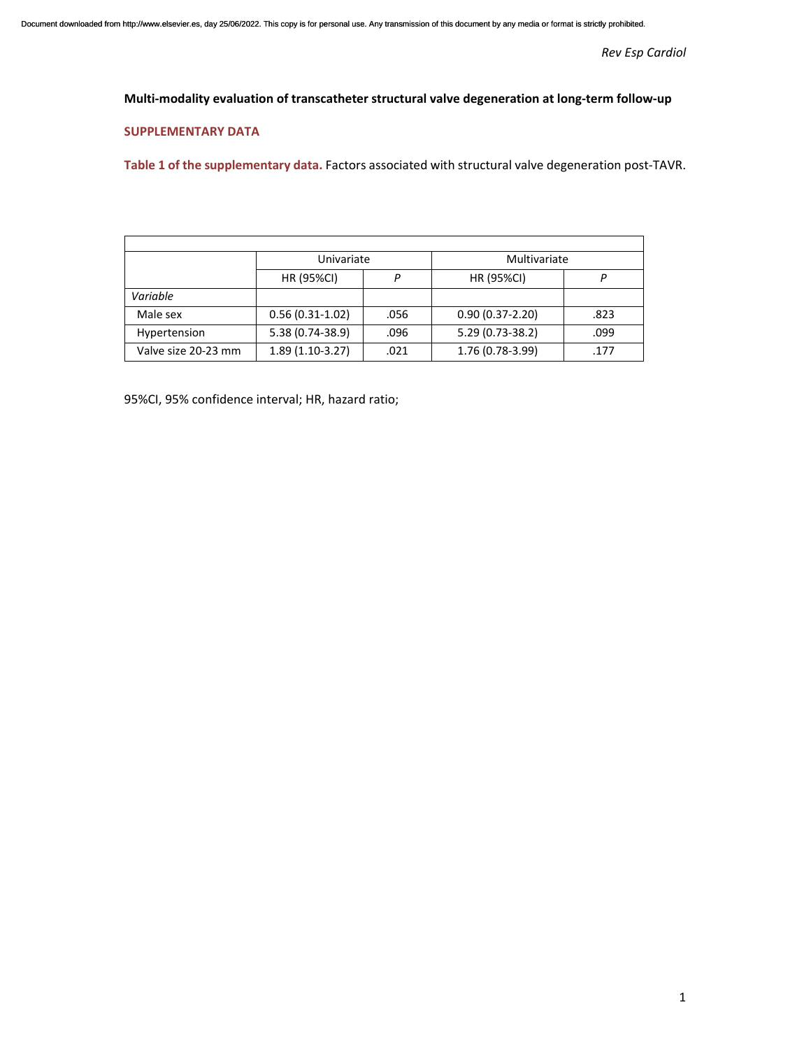**Multi-modality evaluation of transcatheter structural valve degeneration at long-term follow-up**

**SUPPLEMENTARY DATA**

**Table 1 of the supplementary data.** Factors associated with structural valve degeneration post-TAVR.

| | Univariate | | Multivariate | |
|---|---|---|---|---|
| | HR (95%CI) | *P* | HR (95%CI) | *P* |
| *Variable* | | | | |
| Male sex | 0.56 (0.31-1.02) | .056 | 0.90 (0.37-2.20) | .823 |
| Hypertension | 5.38 (0.74-38.9) | .096 | 5.29 (0.73-38.2) | .099 |
| Valve size 20-23 mm | 1.89 (1.10-3.27) | .021 | 1.76 (0.78-3.99) | .177 |

95%CI, 95% confidence interval; HR, hazard ratio;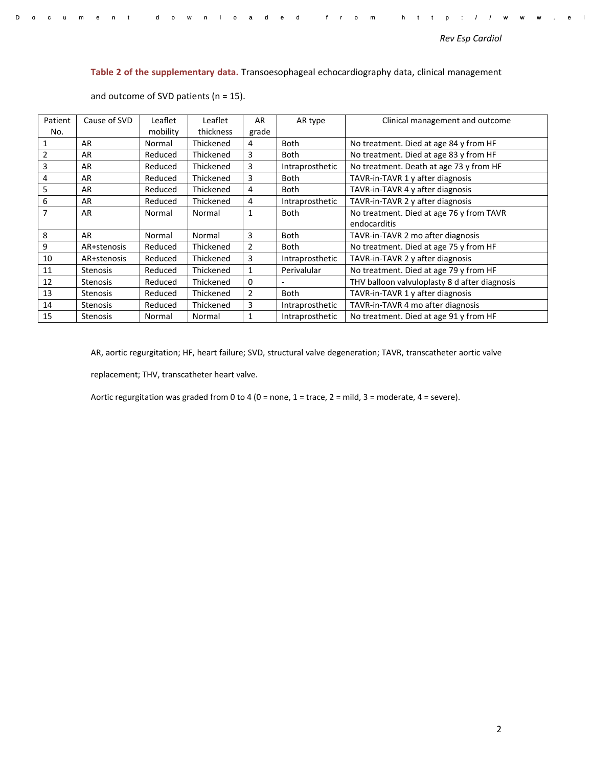**Table 2 of the supplementary data.** Transoesophageal echocardiography data, clinical management and outcome of SVD patients (n = 15).

| Patient No. | Cause of SVD | Leaflet mobility | Leaflet thickness | AR grade | AR type | Clinical management and outcome |
|---|---|---|---|---|---|---|
| 1 | AR | Normal | Thickened | 4 | Both | No treatment. Died at age 84 y from HF |
| 2 | AR | Reduced | Thickened | 3 | Both | No treatment. Died at age 83 y from HF |
| 3 | AR | Reduced | Thickened | 3 | Intraprosthetic | No treatment. Death at age 73 y from HF |
| 4 | AR | Reduced | Thickened | 3 | Both | TAVR-in-TAVR 1 y after diagnosis |
| 5 | AR | Reduced | Thickened | 4 | Both | TAVR-in-TAVR 4 y after diagnosis |
| 6 | AR | Reduced | Thickened | 4 | Intraprosthetic | TAVR-in-TAVR 2 y after diagnosis |
| 7 | AR | Normal | Normal | 1 | Both | No treatment. Died at age 76 y from TAVR endocarditis |
| 8 | AR | Normal | Normal | 3 | Both | TAVR-in-TAVR 2 mo after diagnosis |
| 9 | AR+stenosis | Reduced | Thickened | 2 | Both | No treatment. Died at age 75 y from HF |
| 10 | AR+stenosis | Reduced | Thickened | 3 | Intraprosthetic | TAVR-in-TAVR 2 y after diagnosis |
| 11 | Stenosis | Reduced | Thickened | 1 | Perivalular | No treatment. Died at age 79 y from HF |
| 12 | Stenosis | Reduced | Thickened | 0 | - | THV balloon valvuloplasty 8 d after diagnosis |
| 13 | Stenosis | Reduced | Thickened | 2 | Both | TAVR-in-TAVR 1 y after diagnosis |
| 14 | Stenosis | Reduced | Thickened | 3 | Intraprosthetic | TAVR-in-TAVR 4 mo after diagnosis |
| 15 | Stenosis | Normal | Normal | 1 | Intraprosthetic | No treatment. Died at age 91 y from HF |

AR, aortic regurgitation; HF, heart failure; SVD, structural valve degeneration; TAVR, transcatheter aortic valve replacement; THV, transcatheter heart valve.

Aortic regurgitation was graded from 0 to 4 (0 = none, 1 = trace, 2 = mild, 3 = moderate, 4 = severe).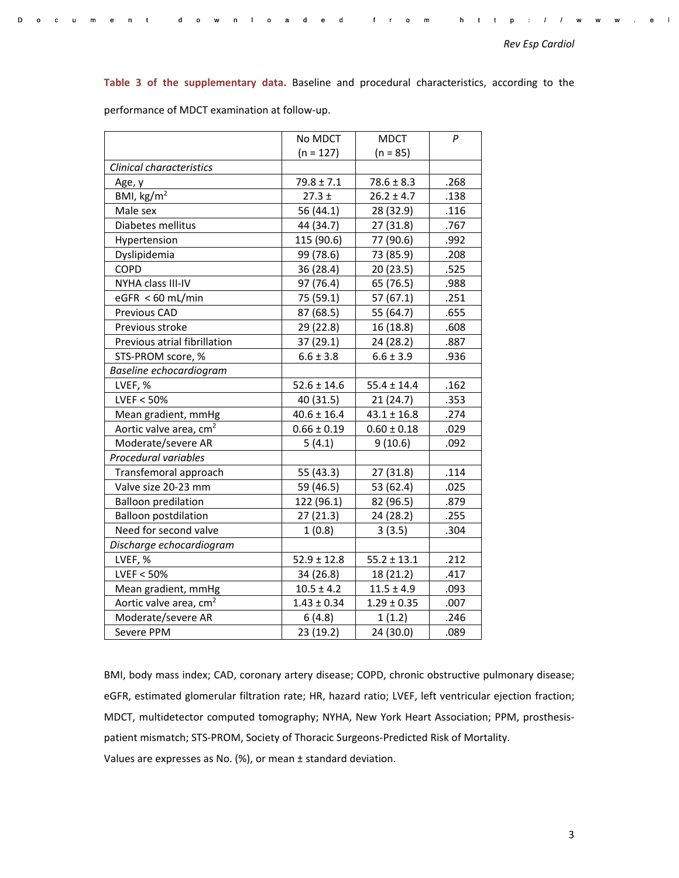**Table 3 of the supplementary data.** Baseline and procedural characteristics, according to the performance of MDCT examination at follow-up.

| | No MDCT (n = 127) | MDCT (n = 85) | *P* |
|---|---|---|---|
| *Clinical characteristics* | | | |
| Age, y | 79.8 ± 7.1 | 78.6 ± 8.3 | .268 |
| BMI, kg/m$^2$ | 27.3 ± | 26.2 ± 4.7 | .138 |
| Male sex | 56 (44.1) | 28 (32.9) | .116 |
| Diabetes mellitus | 44 (34.7) | 27 (31.8) | .767 |
| Hypertension | 115 (90.6) | 77 (90.6) | .992 |
| Dyslipidemia | 99 (78.6) | 73 (85.9) | .208 |
| COPD | 36 (28.4) | 20 (23.5) | .525 |
| NYHA class III-IV | 97 (76.4) | 65 (76.5) | .988 |
| eGFR < 60 mL/min | 75 (59.1) | 57 (67.1) | .251 |
| Previous CAD | 87 (68.5) | 55 (64.7) | .655 |
| Previous stroke | 29 (22.8) | 16 (18.8) | .608 |
| Previous atrial fibrillation | 37 (29.1) | 24 (28.2) | .887 |
| STS-PROM score, % | 6.6 ± 3.8 | 6.6 ± 3.9 | .936 |
| *Baseline echocardiogram* | | | |
| LVEF, % | 52.6 ± 14.6 | 55.4 ± 14.4 | .162 |
| LVEF < 50% | 40 (31.5) | 21 (24.7) | .353 |
| Mean gradient, mmHg | 40.6 ± 16.4 | 43.1 ± 16.8 | .274 |
| Aortic valve area, cm$^2$ | 0.66 ± 0.19 | 0.60 ± 0.18 | .029 |
| Moderate/severe AR | 5 (4.1) | 9 (10.6) | .092 |
| *Procedural variables* | | | |
| Transfemoral approach | 55 (43.3) | 27 (31.8) | .114 |
| Valve size 20-23 mm | 59 (46.5) | 53 (62.4) | .025 |
| Balloon predilation | 122 (96.1) | 82 (96.5) | .879 |
| Balloon postdilation | 27 (21.3) | 24 (28.2) | .255 |
| Need for second valve | 1 (0.8) | 3 (3.5) | .304 |
| *Discharge echocardiogram* | | | |
| LVEF, % | 52.9 ± 12.8 | 55.2 ± 13.1 | .212 |
| LVEF < 50% | 34 (26.8) | 18 (21.2) | .417 |
| Mean gradient, mmHg | 10.5 ± 4.2 | 11.5 ± 4.9 | .093 |
| Aortic valve area, cm$^2$ | 1.43 ± 0.34 | 1.29 ± 0.35 | .007 |
| Moderate/severe AR | 6 (4.8) | 1 (1.2) | .246 |
| Severe PPM | 23 (19.2) | 24 (30.0) | .089 |

BMI, body mass index; CAD, coronary artery disease; COPD, chronic obstructive pulmonary disease; eGFR, estimated glomerular filtration rate; HR, hazard ratio; LVEF, left ventricular ejection fraction; MDCT, multidetector computed tomography; NYHA, New York Heart Association; PPM, prosthesis-patient mismatch; STS-PROM, Society of Thoracic Surgeons-Predicted Risk of Mortality.

Values are expresses as No. (%), or mean ± standard deviation.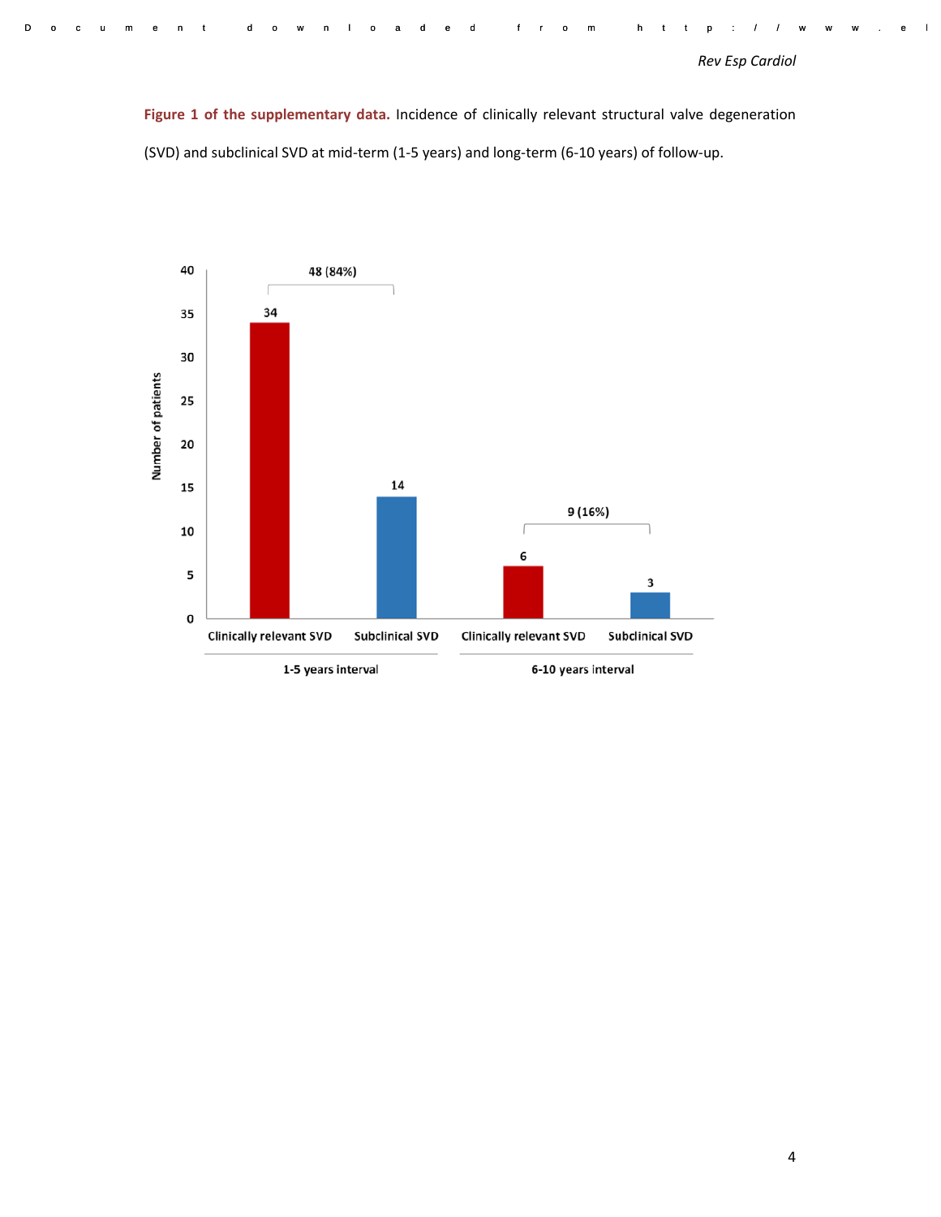**Figure 1 of the supplementary data.** Incidence of clinically relevant structural valve degeneration (SVD) and subclinical SVD at mid-term (1-5 years) and long-term (6-10 years) of follow-up.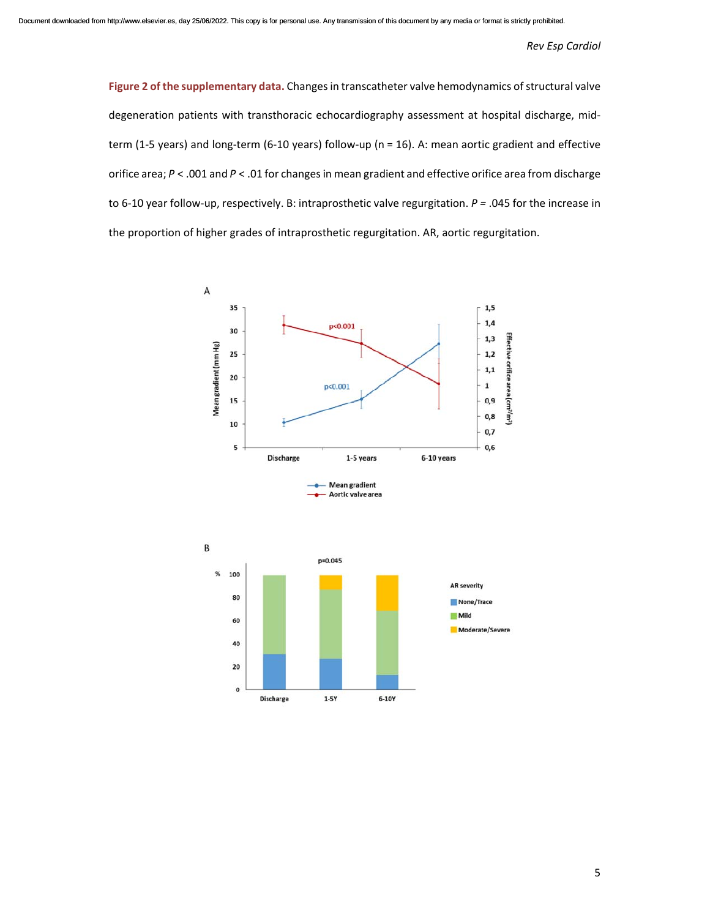**Figure 2 of the supplementary data.** Changes in transcatheter valve hemodynamics of structural valve degeneration patients with transthoracic echocardiography assessment at hospital discharge, mid-term (1-5 years) and long-term (6-10 years) follow-up (n = 16). A: mean aortic gradient and effective orifice area; *P* < .001 and *P* < .01 for changes in mean gradient and effective orifice area from discharge to 6-10 year follow-up, respectively. B: intraprosthetic valve regurgitation. *P* = .045 for the increase in the proportion of higher grades of intraprosthetic regurgitation. AR, aortic regurgitation.

A

Mean gradient (mm Hg)

35
30
25
20
15
10
5

Effective orifice area (cm²/m²)

1,5
1,4
1,3
1,2
1,1
1
0,9
0,8
0,7
0,6

p<0.001

p<0.001

Discharge
1-5 years
6-10 years

Mean gradient
Aortic valve area

B

%

100
80
60
40
20
0

p=0.045

Discharge
1-5Y
6-10Y

AR severity
None/Trace
Mild
Moderate/Severe